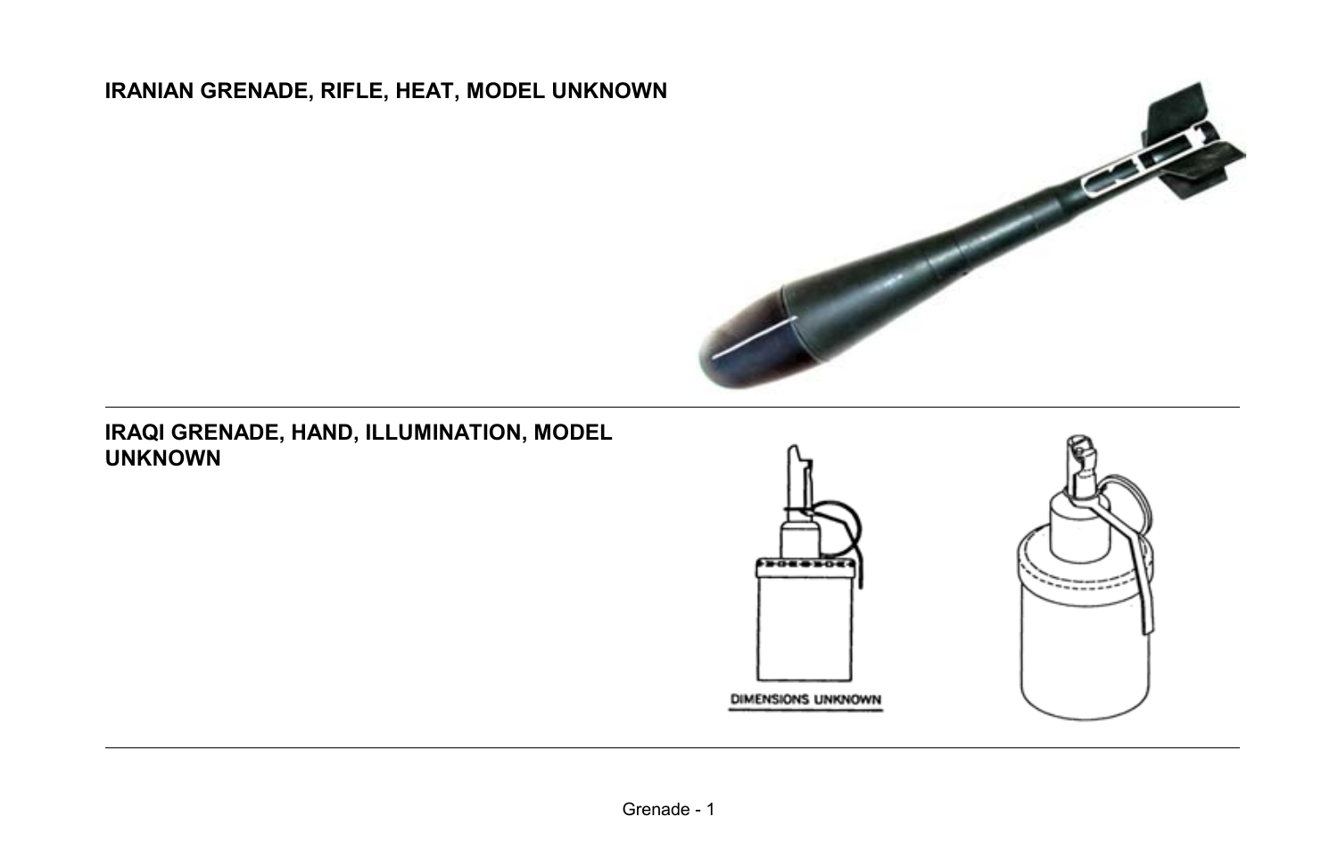## IRANIAN GRENADE, RIFLE, HEAT, MODEL UNKNOWN

## IRAQI GRENADE, HAND, ILLUMINATION, MODEL UNKNOWN

DIMENSIONS UNKNOWN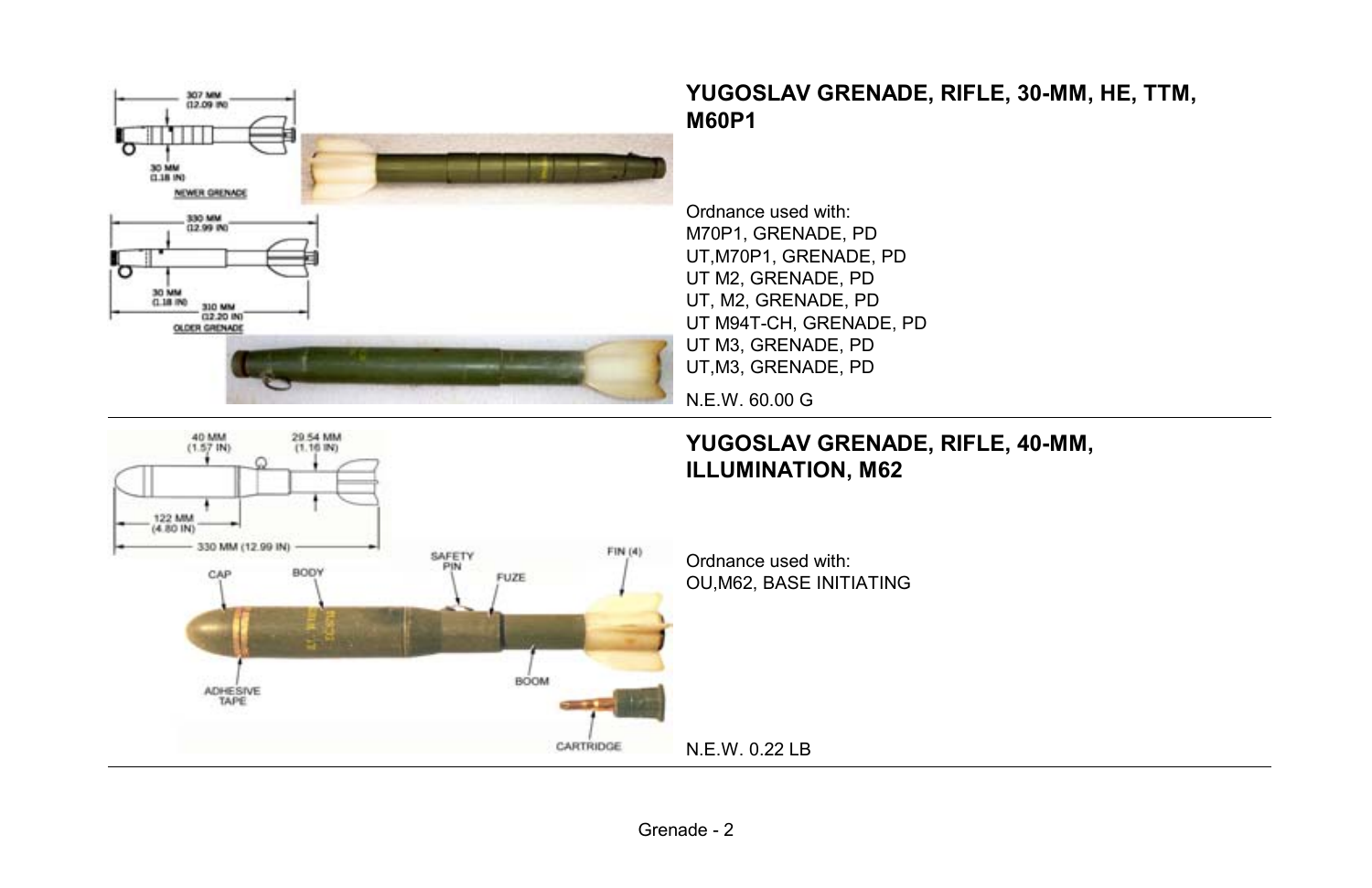## YUGOSLAV GRENADE, RIFLE, 30-MM, HE, TTM, M60P1

307 MM (12.09 IN)

30 MM (1.18 IN)

NEWER GRENADE

330 MM (12.99 IN)

30 MM (1.18 IN)

310 MM (12.20 IN)

OLDER GRENADE

Ordnance used with:
M70P1, GRENADE, PD
UT,M70P1, GRENADE, PD
UT M2, GRENADE, PD
UT, M2, GRENADE, PD
UT M94T-CH, GRENADE, PD
UT M3, GRENADE, PD
UT,M3, GRENADE, PD

N.E.W. 60.00 G

## YUGOSLAV GRENADE, RIFLE, 40-MM, ILLUMINATION, M62

40 MM (1.57 IN)

29.54 MM (1.16 IN)

122 MM (4.80 IN)

330 MM (12.99 IN)

CAP

BODY

SAFETY PIN

FUZE

FIN (4)

ADHESIVE TAPE

BOOM

CARTRIDGE

Ordnance used with:
OU,M62, BASE INITIATING

N.E.W. 0.22 LB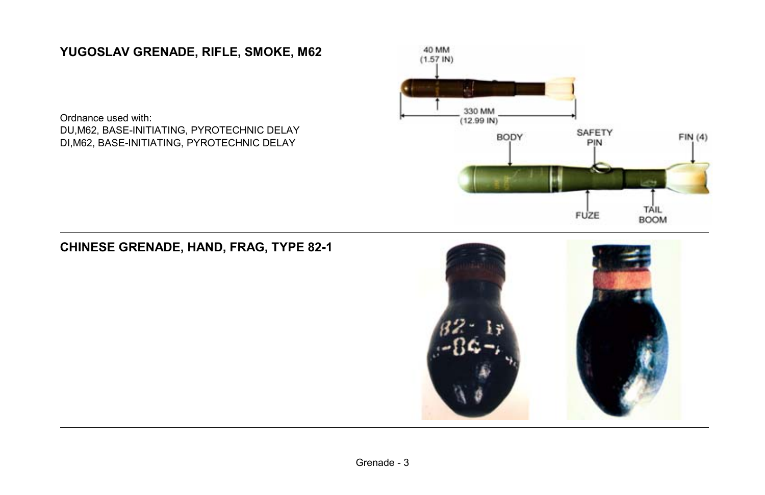## YUGOSLAV GRENADE, RIFLE, SMOKE, M62

Ordnance used with:
DU,M62, BASE-INITIATING, PYROTECHNIC DELAY
DI,M62, BASE-INITIATING, PYROTECHNIC DELAY

40 MM (1.57 IN)

330 MM (12.99 IN)

BODY

SAFETY PIN

FIN (4)

FUZE

TAIL BOOM

---

## CHINESE GRENADE, HAND, FRAG, TYPE 82-1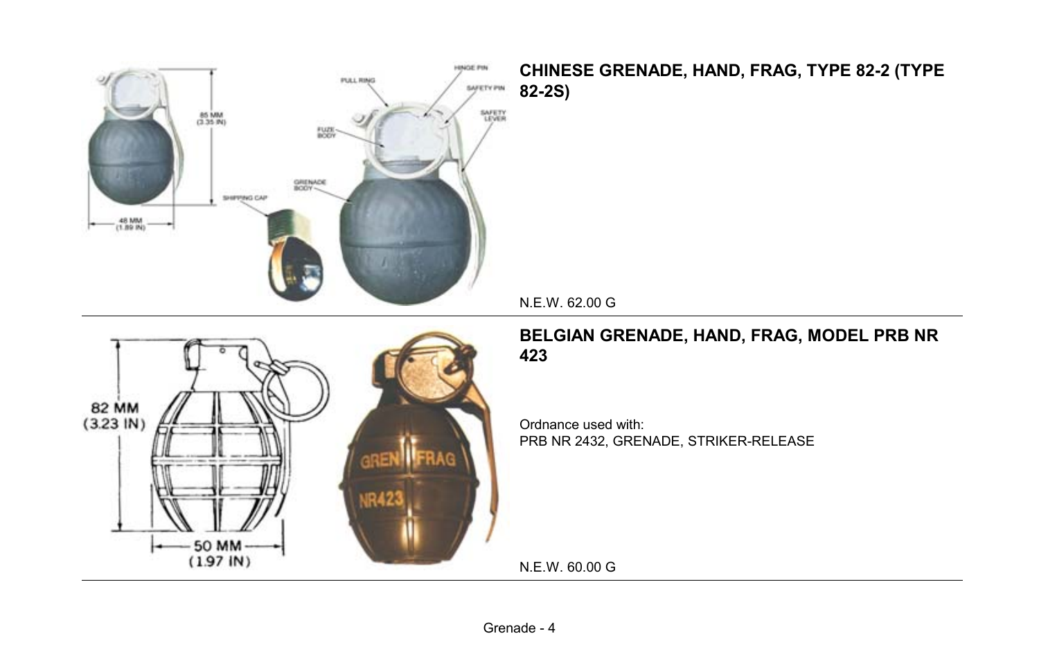## CHINESE GRENADE, HAND, FRAG, TYPE 82-2 (TYPE 82-2S)

N.E.W. 62.00 G

## BELGIAN GRENADE, HAND, FRAG, MODEL PRB NR 423

Ordnance used with:
PRB NR 2432, GRENADE, STRIKER-RELEASE

N.E.W. 60.00 G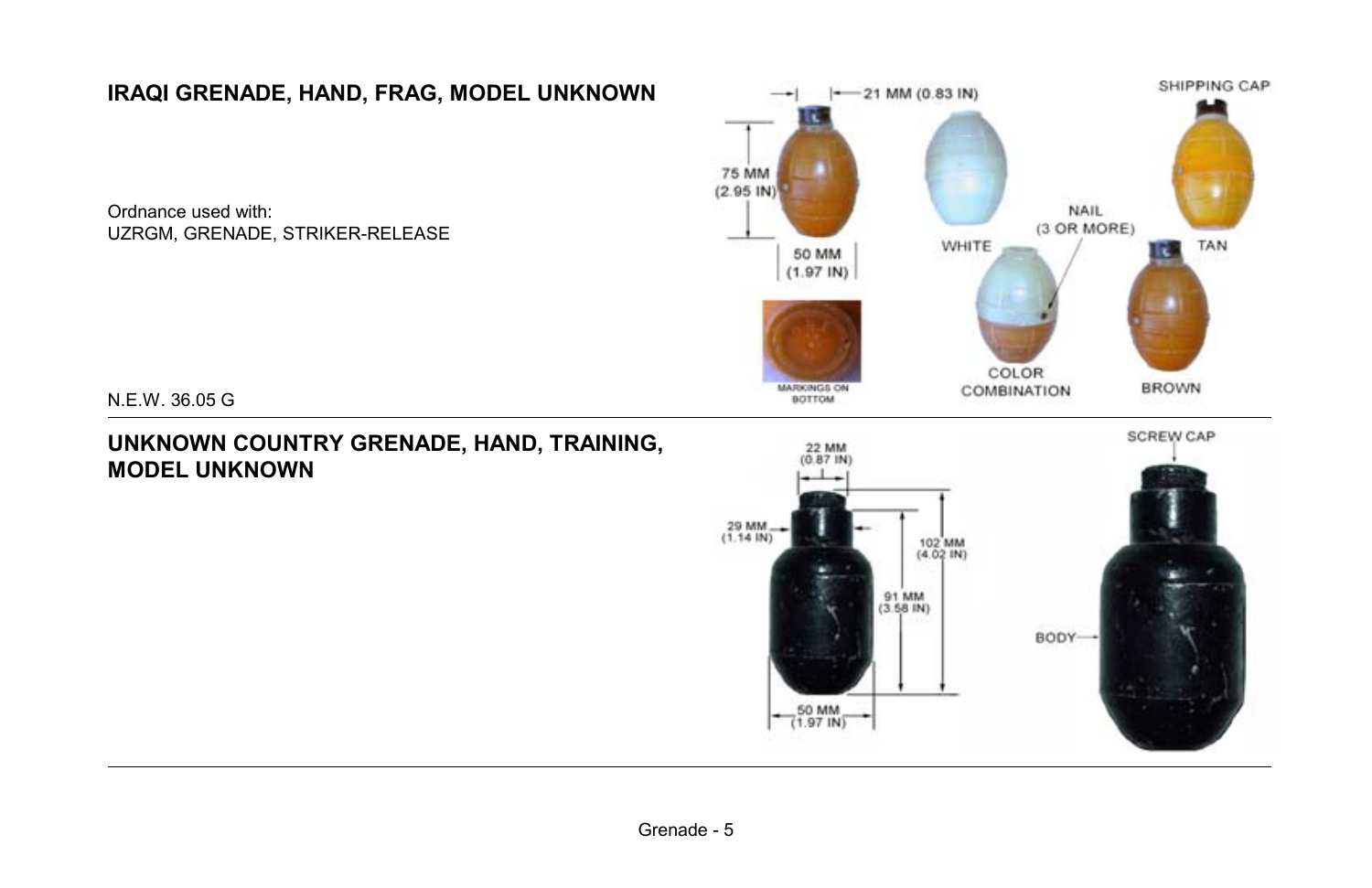## IRAQI GRENADE, HAND, FRAG, MODEL UNKNOWN

Ordnance used with:
UZRGM, GRENADE, STRIKER-RELEASE

N.E.W. 36.05 G

## UNKNOWN COUNTRY GRENADE, HAND, TRAINING, MODEL UNKNOWN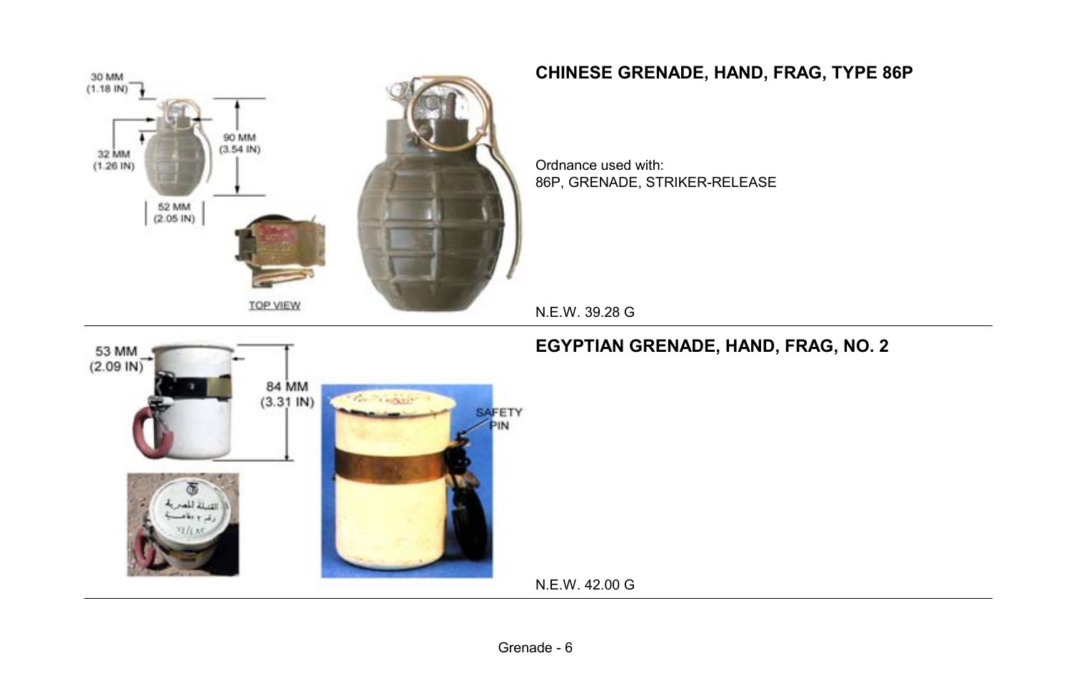## CHINESE GRENADE, HAND, FRAG, TYPE 86P

30 MM (1.18 IN)

32 MM (1.26 IN)

90 MM (3.54 IN)

52 MM (2.05 IN)

TOP VIEW

Ordnance used with:
86P, GRENADE, STRIKER-RELEASE

N.E.W. 39.28 G

## EGYPTIAN GRENADE, HAND, FRAG, NO. 2

53 MM (2.09 IN)

84 MM (3.31 IN)

SAFETY PIN

N.E.W. 42.00 G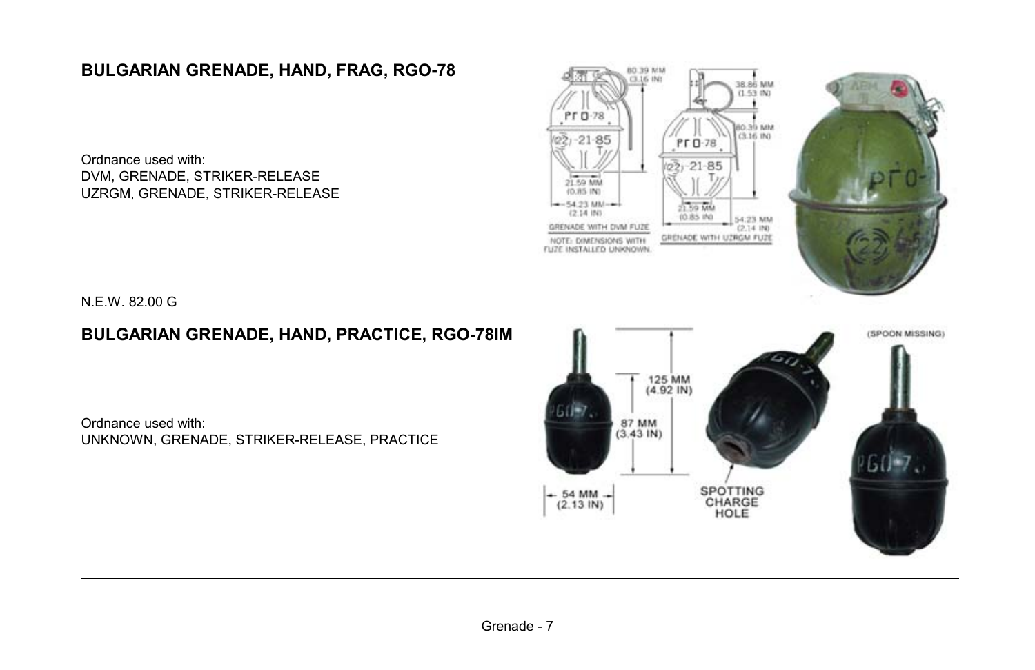## BULGARIAN GRENADE, HAND, FRAG, RGO-78

Ordnance used with:
DVM, GRENADE, STRIKER-RELEASE
UZRGM, GRENADE, STRIKER-RELEASE

N.E.W. 82.00 G

## BULGARIAN GRENADE, HAND, PRACTICE, RGO-78IM

Ordnance used with:
UNKNOWN, GRENADE, STRIKER-RELEASE, PRACTICE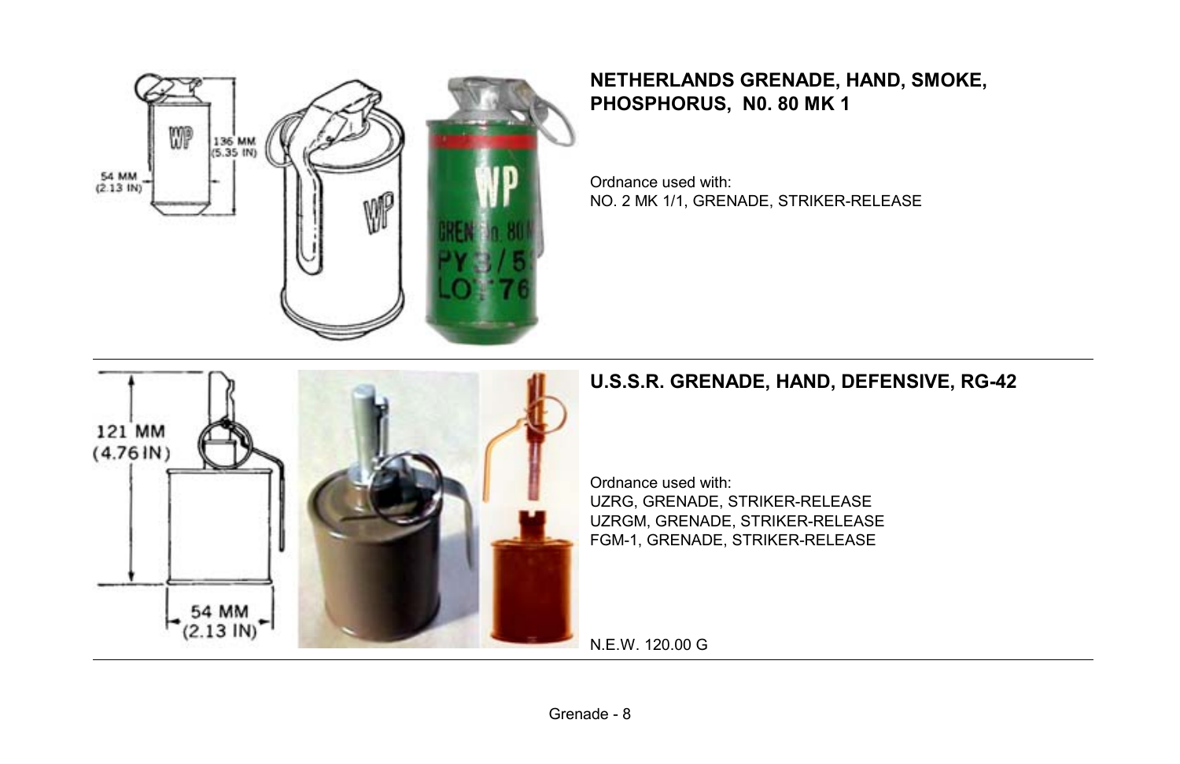## NETHERLANDS GRENADE, HAND, SMOKE, PHOSPHORUS, N0. 80 MK 1

Ordnance used with:
NO. 2 MK 1/1, GRENADE, STRIKER-RELEASE

## U.S.S.R. GRENADE, HAND, DEFENSIVE, RG-42

Ordnance used with:
UZRG, GRENADE, STRIKER-RELEASE
UZRGM, GRENADE, STRIKER-RELEASE
FGM-1, GRENADE, STRIKER-RELEASE

N.E.W. 120.00 G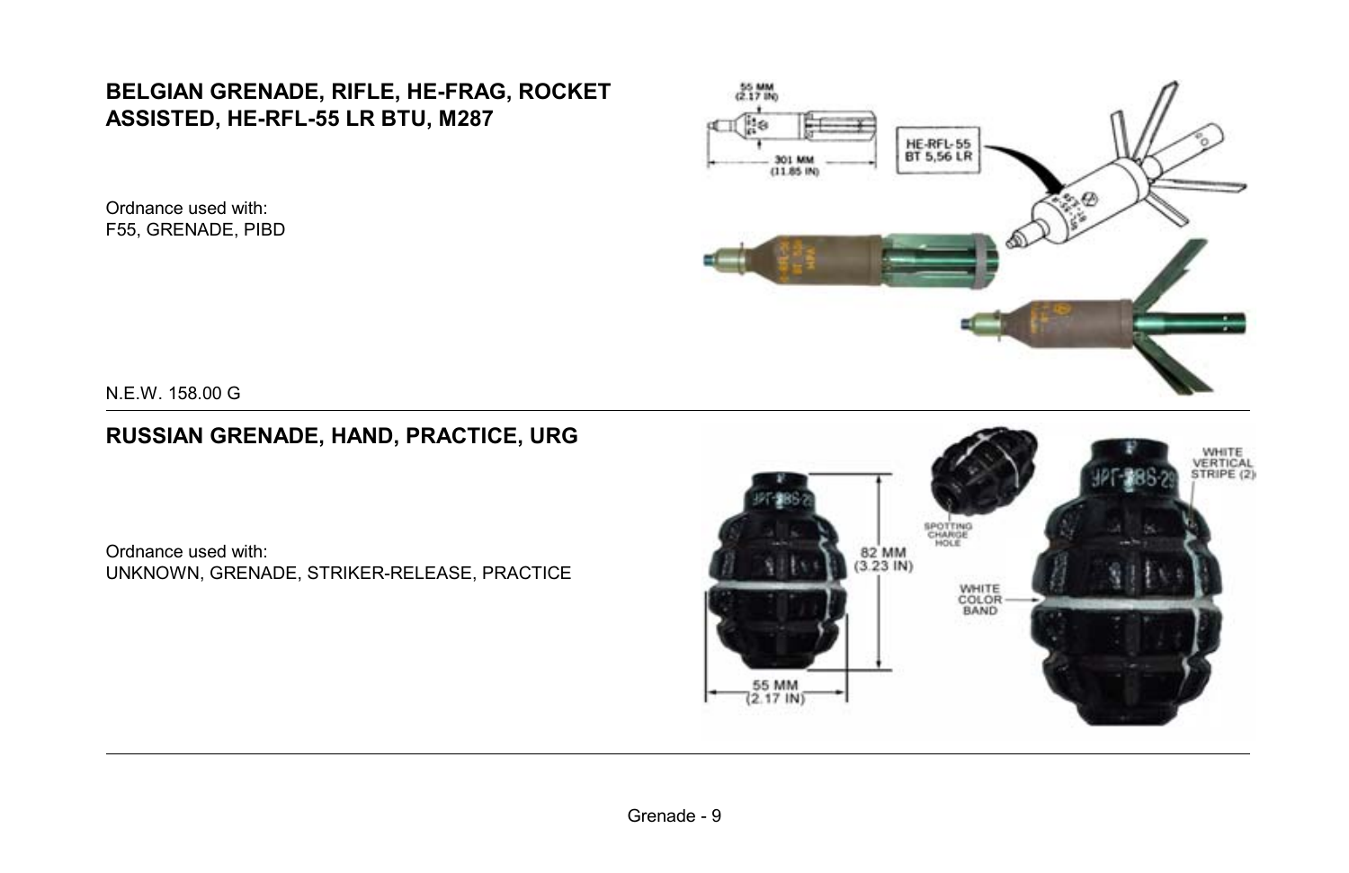## BELGIAN GRENADE, RIFLE, HE-FRAG, ROCKET ASSISTED, HE-RFL-55 LR BTU, M287

Ordnance used with:
F55, GRENADE, PIBD

N.E.W. 158.00 G

## RUSSIAN GRENADE, HAND, PRACTICE, URG

Ordnance used with:
UNKNOWN, GRENADE, STRIKER-RELEASE, PRACTICE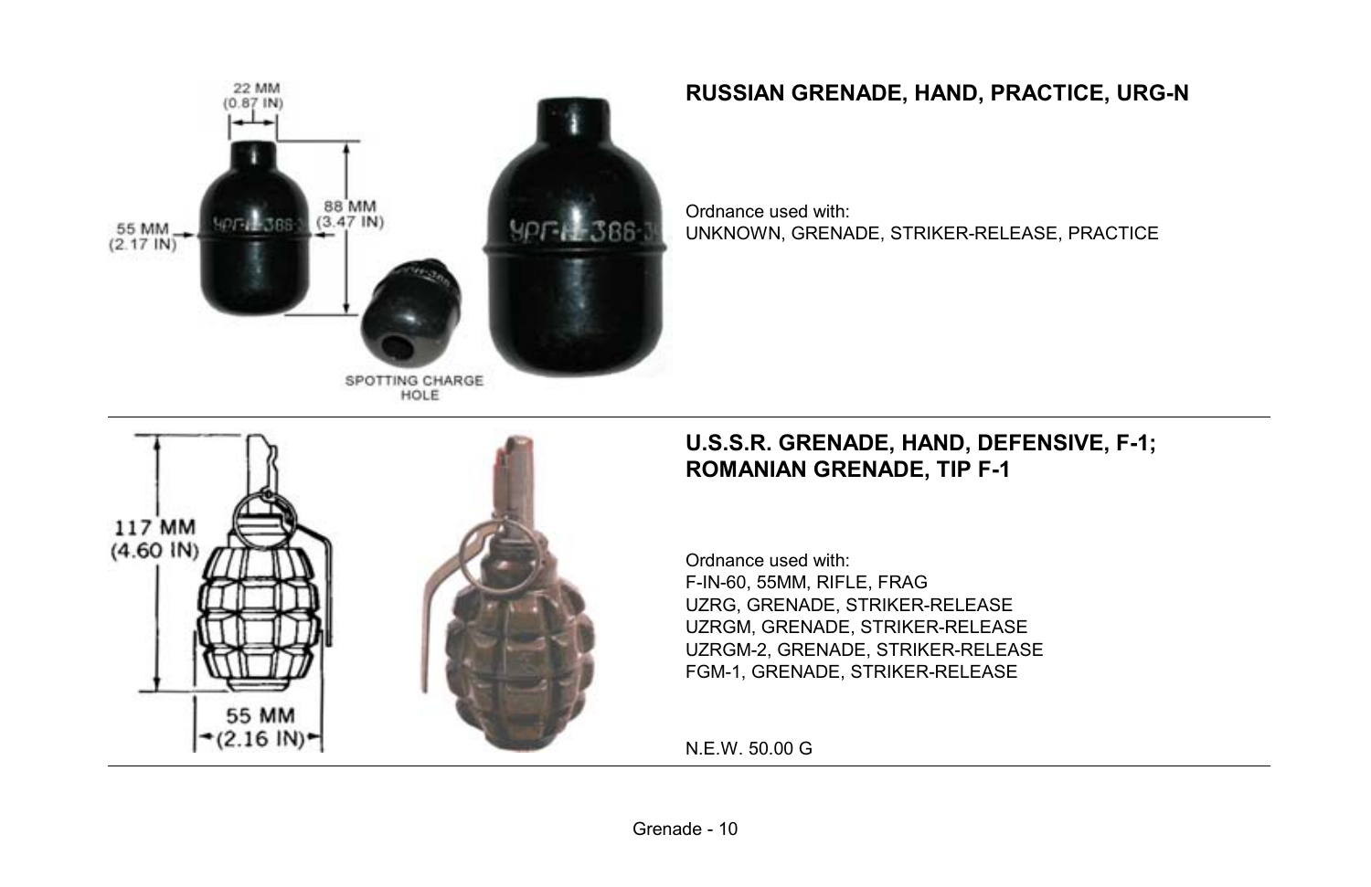## RUSSIAN GRENADE, HAND, PRACTICE, URG-N

Ordnance used with:
UNKNOWN, GRENADE, STRIKER-RELEASE, PRACTICE

## U.S.S.R. GRENADE, HAND, DEFENSIVE, F-1; ROMANIAN GRENADE, TIP F-1

Ordnance used with:
F-IN-60, 55MM, RIFLE, FRAG
UZRG, GRENADE, STRIKER-RELEASE
UZRGM, GRENADE, STRIKER-RELEASE
UZRGM-2, GRENADE, STRIKER-RELEASE
FGM-1, GRENADE, STRIKER-RELEASE

N.E.W. 50.00 G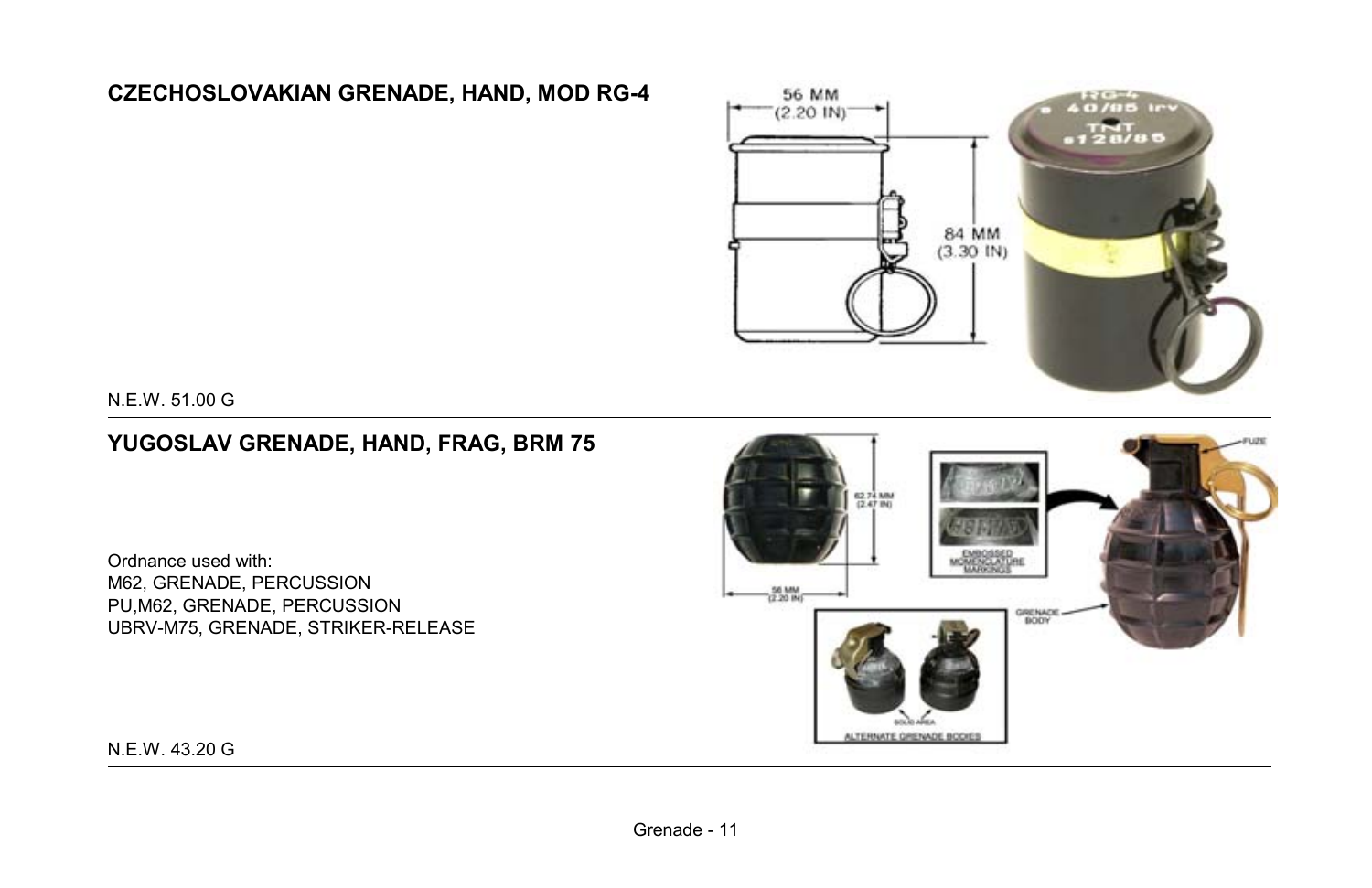## CZECHOSLOVAKIAN GRENADE, HAND, MOD RG-4

N.E.W. 51.00 G

## YUGOSLAV GRENADE, HAND, FRAG, BRM 75

Ordnance used with:
M62, GRENADE, PERCUSSION
PU,M62, GRENADE, PERCUSSION
UBRV-M75, GRENADE, STRIKER-RELEASE

N.E.W. 43.20 G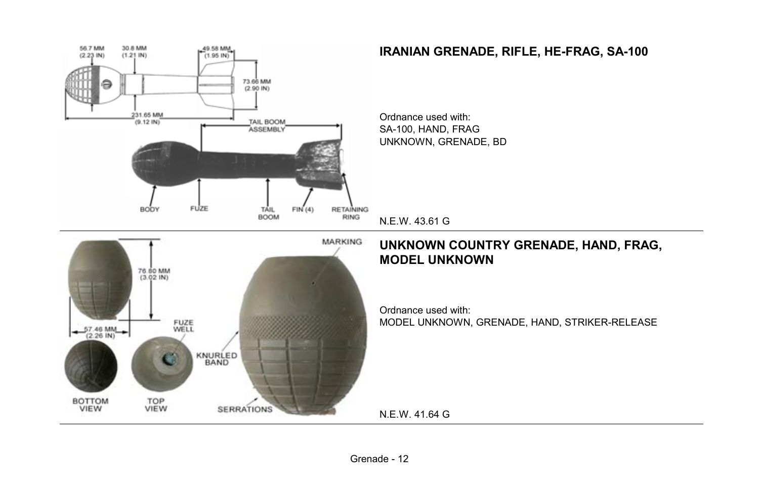## IRANIAN GRENADE, RIFLE, HE-FRAG, SA-100

Ordnance used with:
SA-100, HAND, FRAG
UNKNOWN, GRENADE, BD

N.E.W. 43.61 G

## UNKNOWN COUNTRY GRENADE, HAND, FRAG, MODEL UNKNOWN

Ordnance used with:
MODEL UNKNOWN, GRENADE, HAND, STRIKER-RELEASE

N.E.W. 41.64 G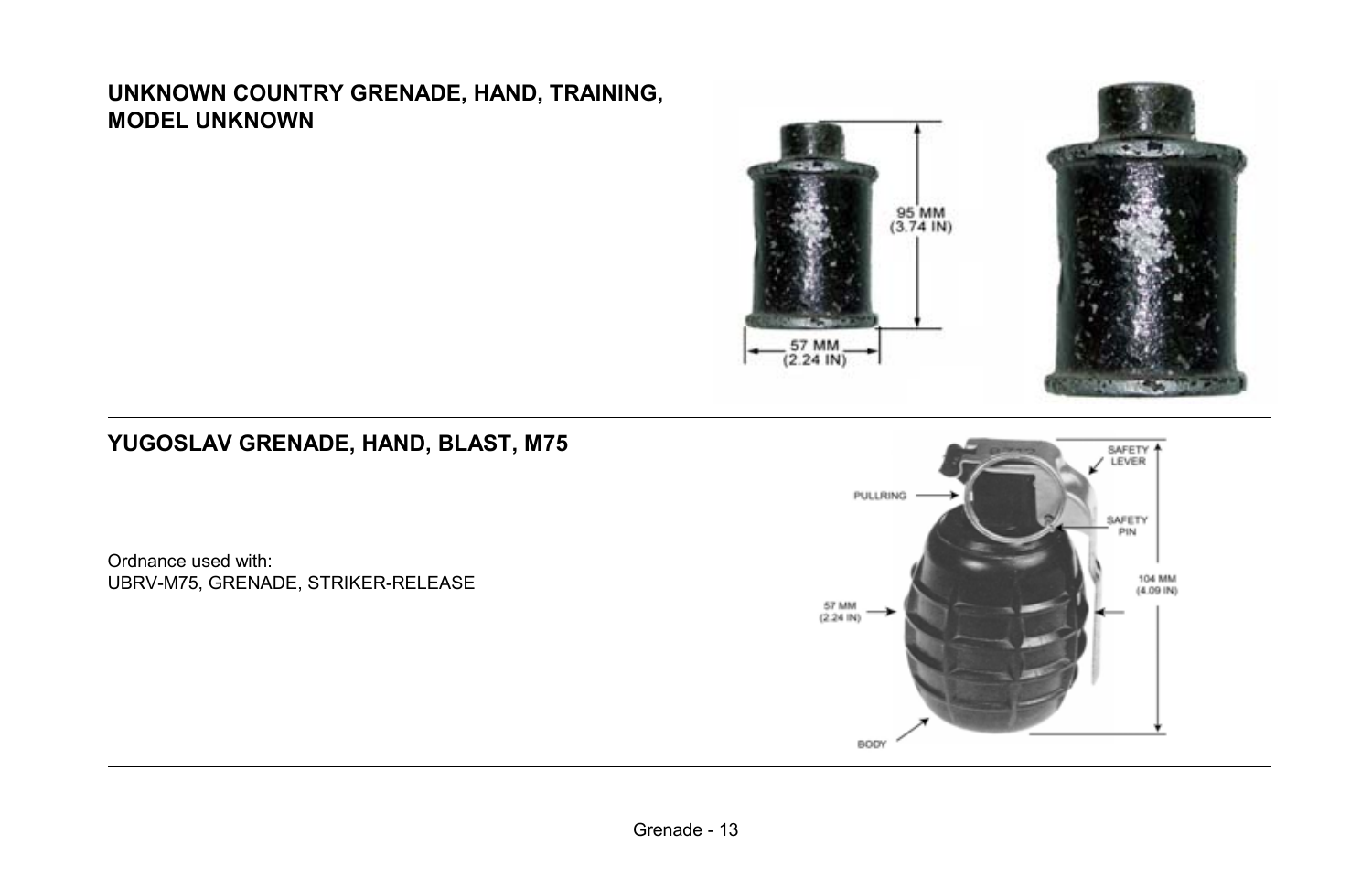## UNKNOWN COUNTRY GRENADE, HAND, TRAINING, MODEL UNKNOWN

## YUGOSLAV GRENADE, HAND, BLAST, M75

Ordnance used with:
UBRV-M75, GRENADE, STRIKER-RELEASE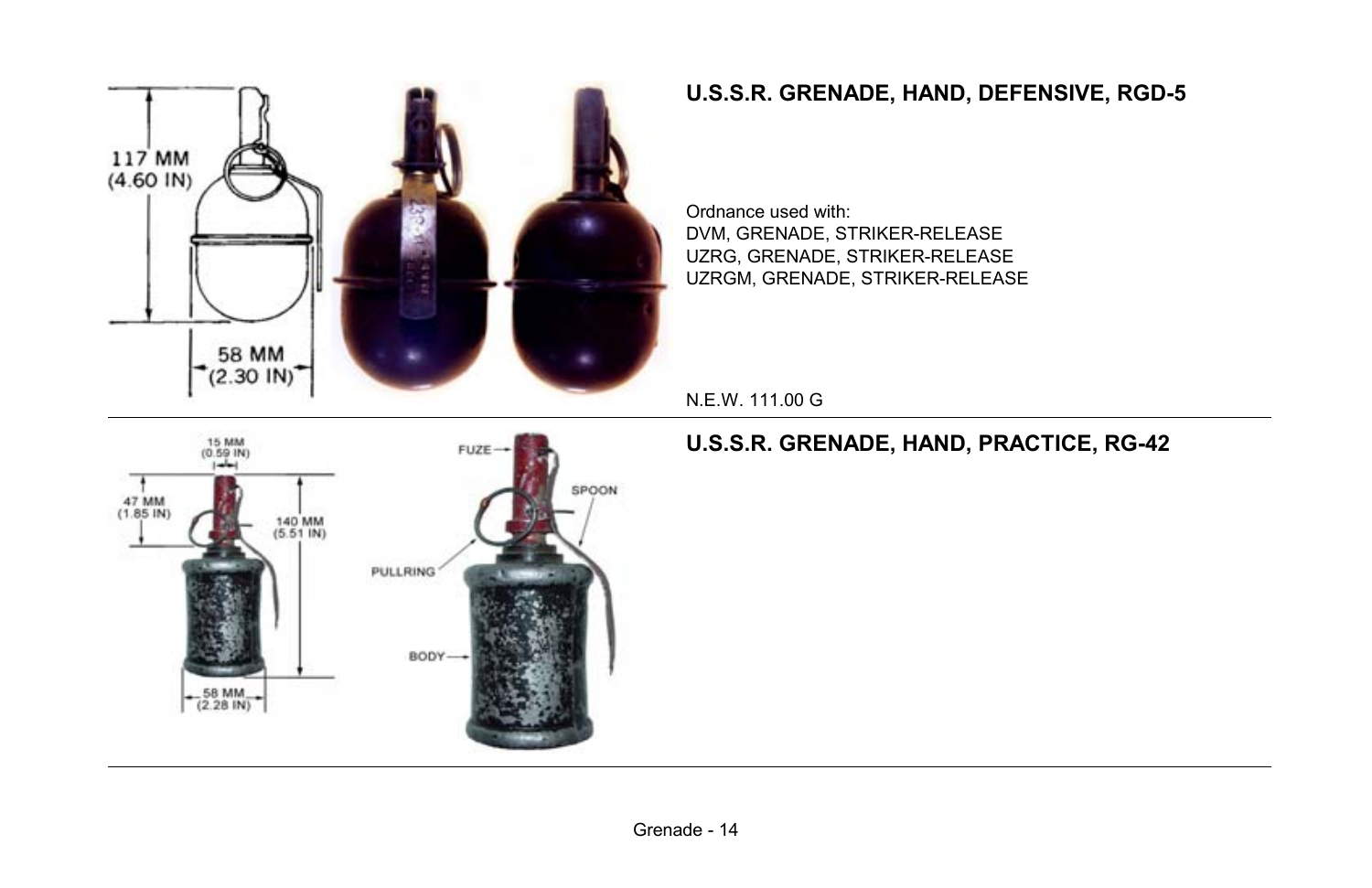## U.S.S.R. GRENADE, HAND, DEFENSIVE, RGD-5

Ordnance used with:
DVM, GRENADE, STRIKER-RELEASE
UZRG, GRENADE, STRIKER-RELEASE
UZRGM, GRENADE, STRIKER-RELEASE

N.E.W. 111.00 G

## U.S.S.R. GRENADE, HAND, PRACTICE, RG-42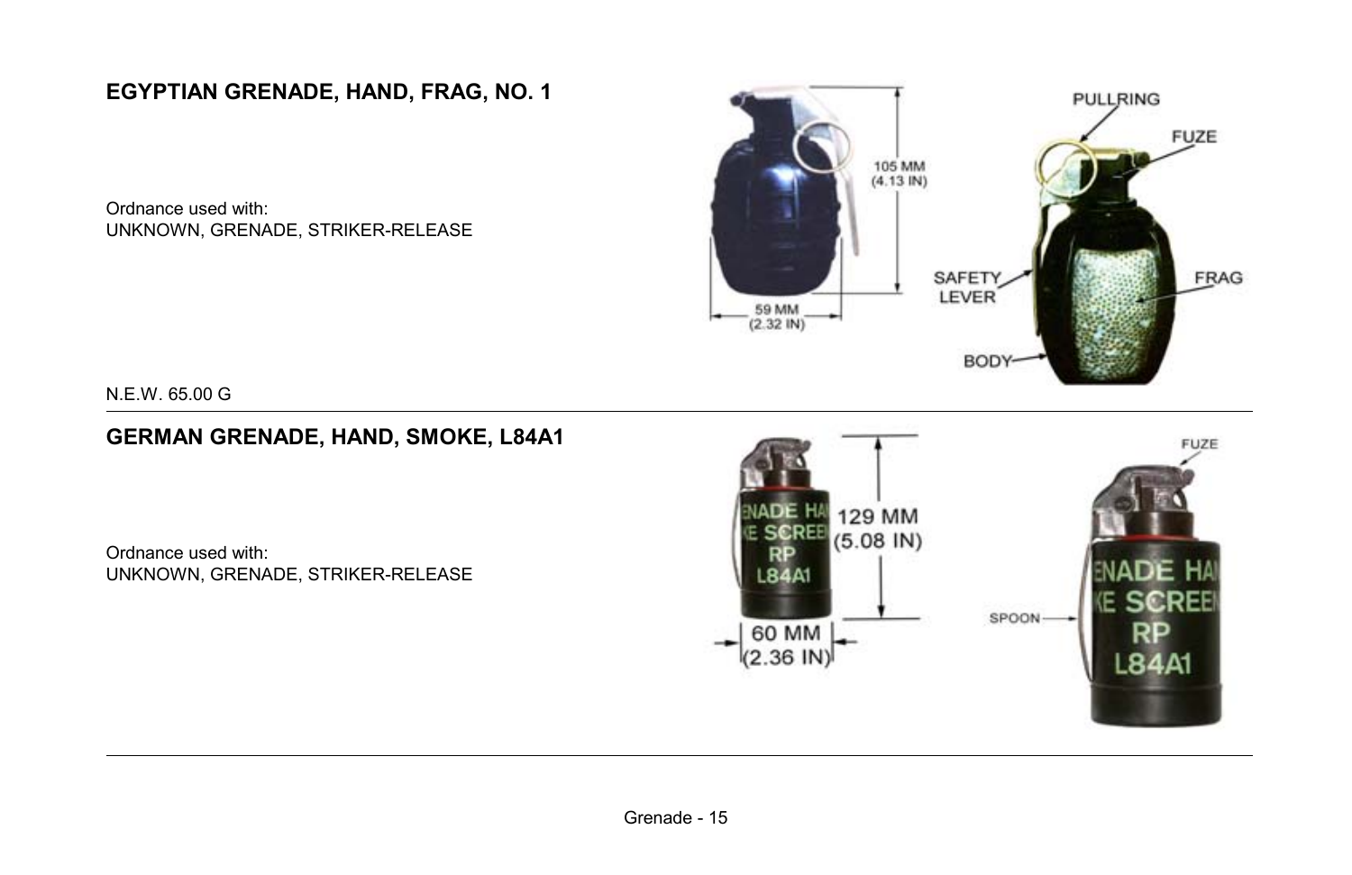## EGYPTIAN GRENADE, HAND, FRAG, NO. 1

Ordnance used with:
UNKNOWN, GRENADE, STRIKER-RELEASE

N.E.W. 65.00 G

## GERMAN GRENADE, HAND, SMOKE, L84A1

Ordnance used with:
UNKNOWN, GRENADE, STRIKER-RELEASE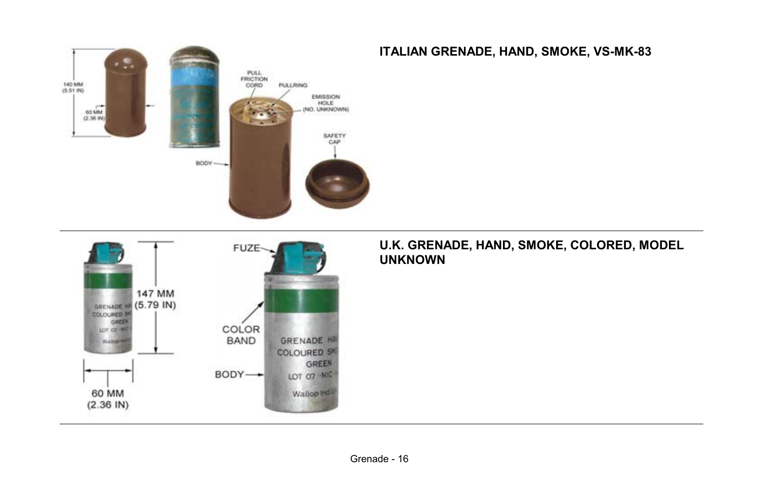## ITALIAN GRENADE, HAND, SMOKE, VS-MK-83

140 MM (5.51 IN)

60 MM (2.36 IN)

PULL FRICTION CORD

PULLRING

EMISSION HOLE (NO. UNKNOWN)

SAFETY CAP

BODY

---

## U.K. GRENADE, HAND, SMOKE, COLORED, MODEL UNKNOWN

147 MM (5.79 IN)

60 MM (2.36 IN)

FUZE

COLOR BAND

BODY

GRENADE HA COLOURED SMO GREEN LOT 07 -NIC- Wallop Ind L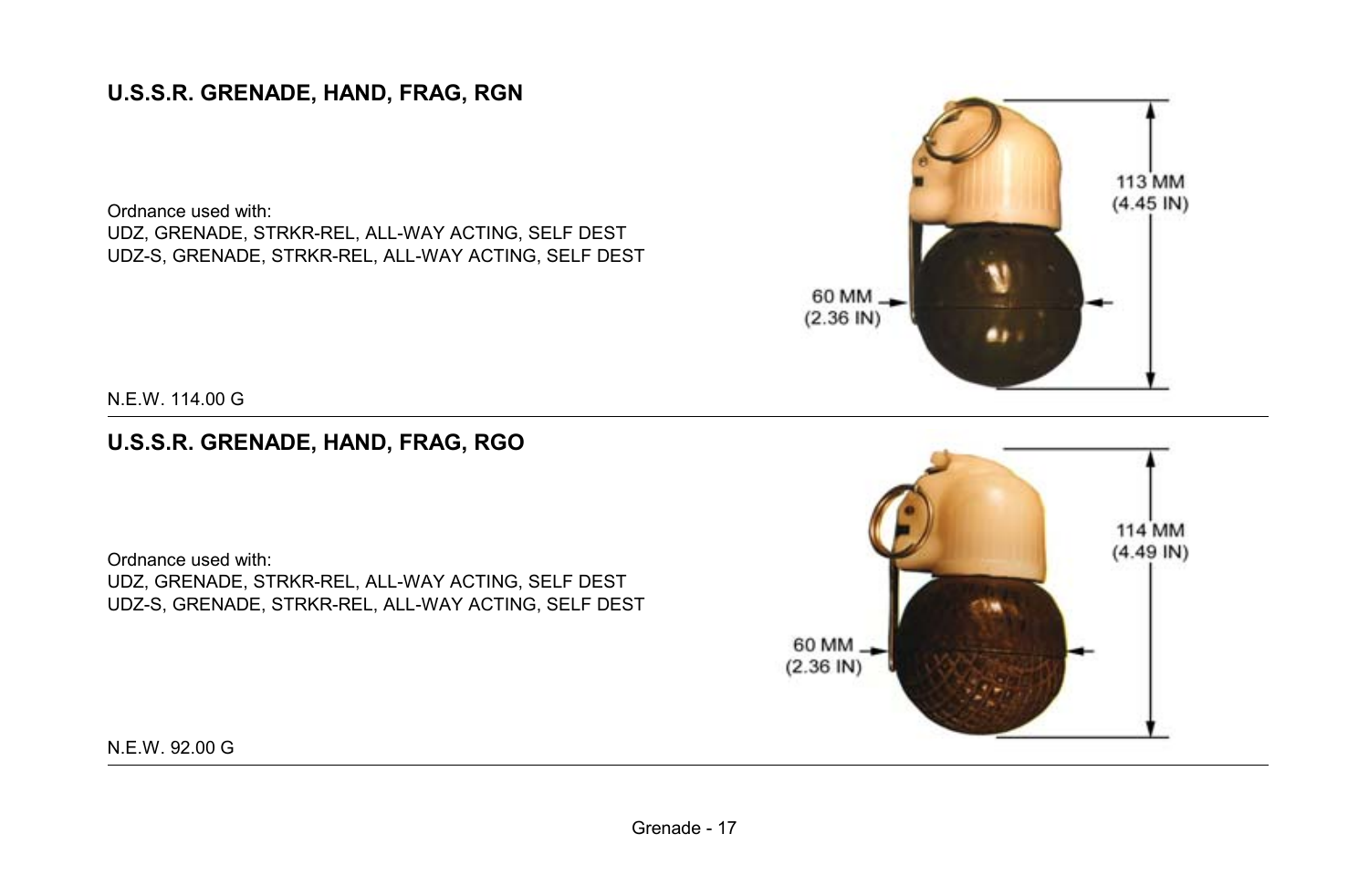## U.S.S.R. GRENADE, HAND, FRAG, RGN

Ordnance used with:
UDZ, GRENADE, STRKR-REL, ALL-WAY ACTING, SELF DEST
UDZ-S, GRENADE, STRKR-REL, ALL-WAY ACTING, SELF DEST

N.E.W. 114.00 G

113 MM (4.45 IN)

60 MM (2.36 IN)

## U.S.S.R. GRENADE, HAND, FRAG, RGO

Ordnance used with:
UDZ, GRENADE, STRKR-REL, ALL-WAY ACTING, SELF DEST
UDZ-S, GRENADE, STRKR-REL, ALL-WAY ACTING, SELF DEST

N.E.W. 92.00 G

114 MM (4.49 IN)

60 MM (2.36 IN)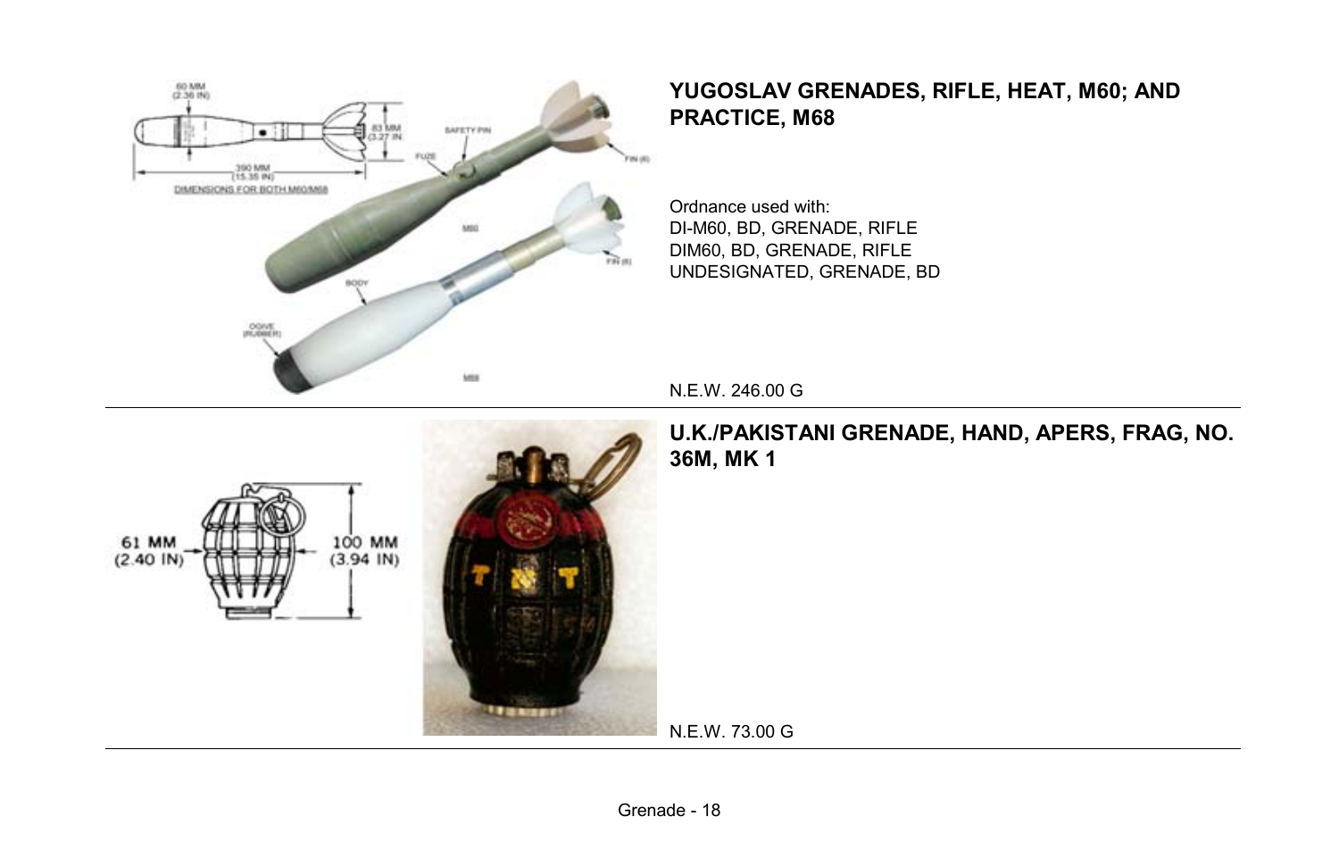## YUGOSLAV GRENADES, RIFLE, HEAT, M60; AND PRACTICE, M68

Ordnance used with:
DI-M60, BD, GRENADE, RIFLE
DIM60, BD, GRENADE, RIFLE
UNDESIGNATED, GRENADE, BD

N.E.W. 246.00 G

---

## U.K./PAKISTANI GRENADE, HAND, APERS, FRAG, NO. 36M, MK 1

N.E.W. 73.00 G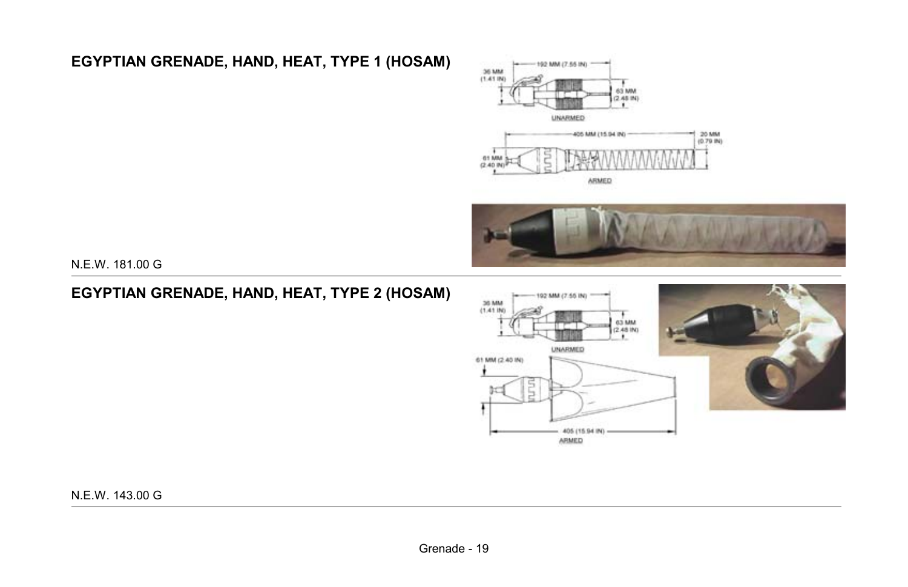## EGYPTIAN GRENADE, HAND, HEAT, TYPE 1 (HOSAM)

N.E.W. 181.00 G

## EGYPTIAN GRENADE, HAND, HEAT, TYPE 2 (HOSAM)

N.E.W. 143.00 G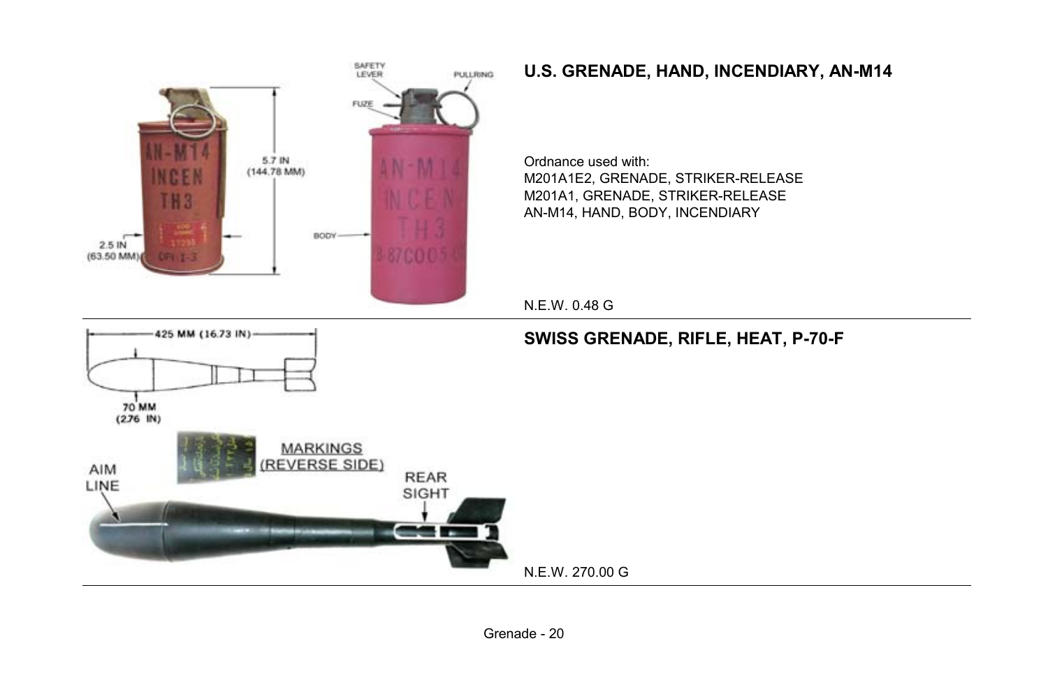## U.S. GRENADE, HAND, INCENDIARY, AN-M14

Ordnance used with:
M201A1E2, GRENADE, STRIKER-RELEASE
M201A1, GRENADE, STRIKER-RELEASE
AN-M14, HAND, BODY, INCENDIARY

N.E.W. 0.48 G

---

## SWISS GRENADE, RIFLE, HEAT, P-70-F

N.E.W. 270.00 G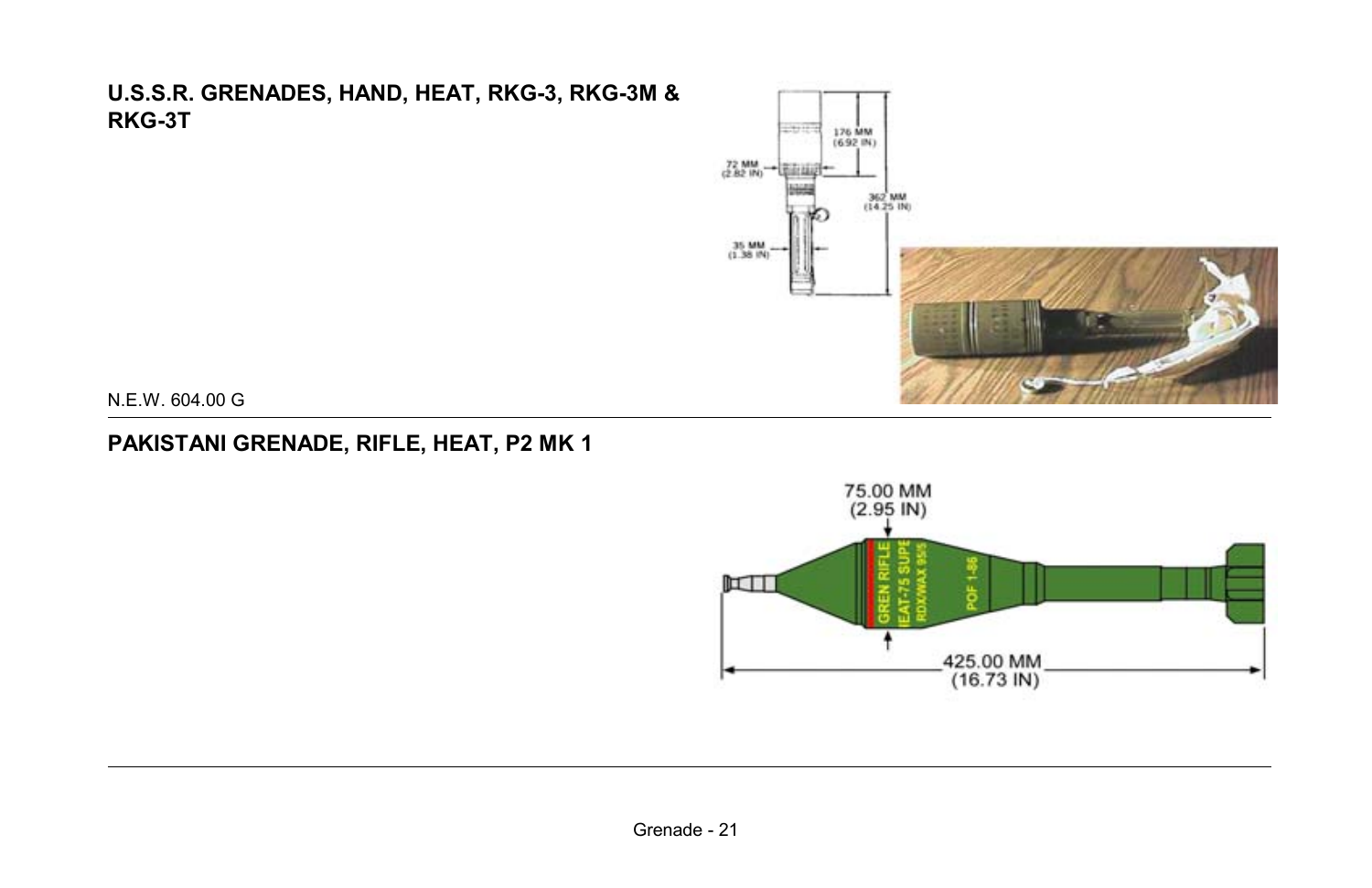## U.S.S.R. GRENADES, HAND, HEAT, RKG-3, RKG-3M & RKG-3T

N.E.W. 604.00 G

## PAKISTANI GRENADE, RIFLE, HEAT, P2 MK 1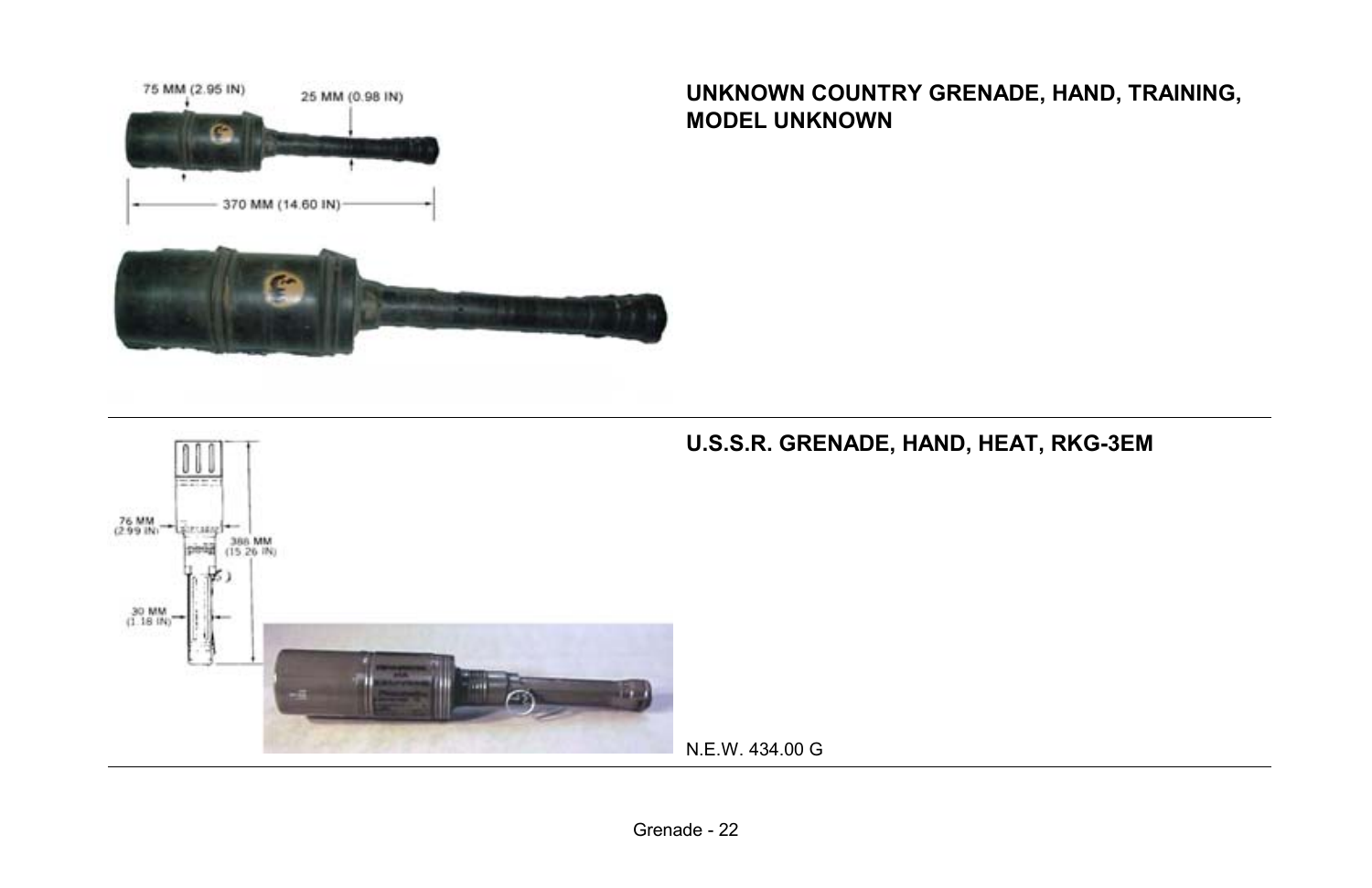## UNKNOWN COUNTRY GRENADE, HAND, TRAINING, MODEL UNKNOWN

75 MM (2.95 IN)

25 MM (0.98 IN)

370 MM (14.60 IN)

---

## U.S.S.R. GRENADE, HAND, HEAT, RKG-3EM

76 MM (2.99 IN)

386 MM (15.26 IN)

30 MM (1.18 IN)

N.E.W. 434.00 G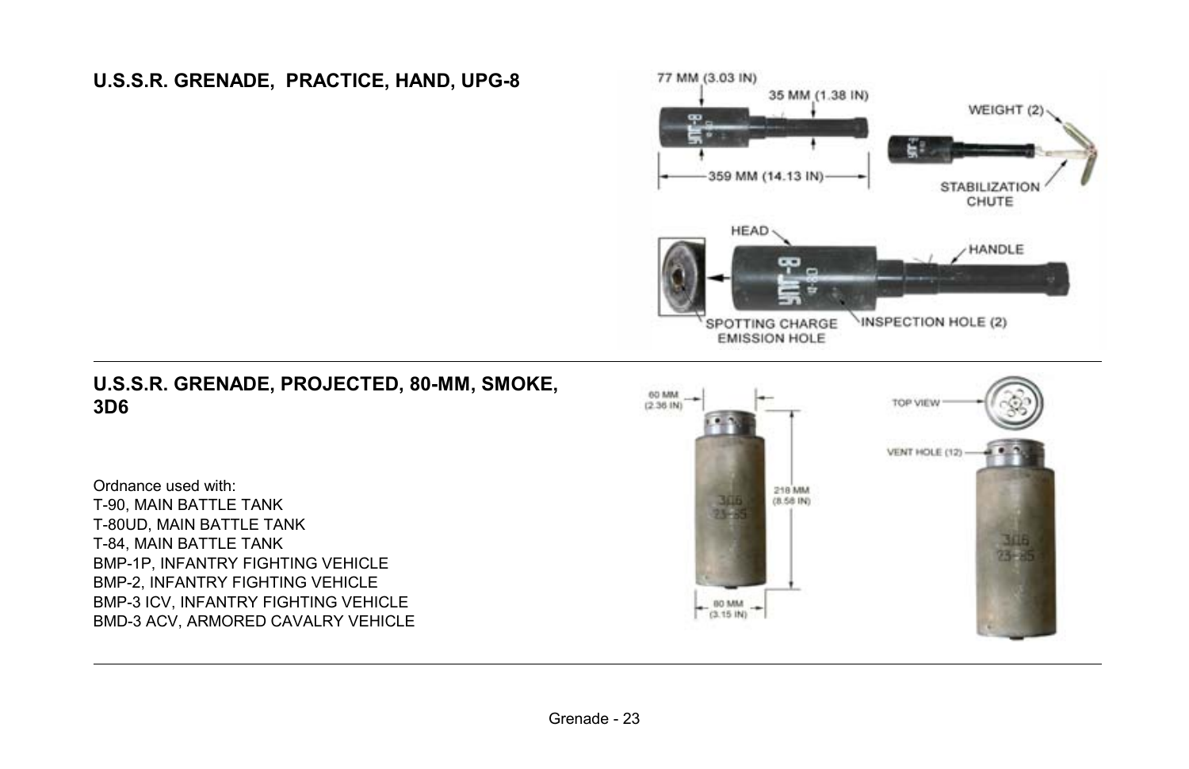## U.S.S.R. GRENADE, PRACTICE, HAND, UPG-8

77 MM (3.03 IN)

35 MM (1.38 IN)

359 MM (14.13 IN)

WEIGHT (2)

STABILIZATION CHUTE

HEAD

HANDLE

SPOTTING CHARGE EMISSION HOLE

INSPECTION HOLE (2)

## U.S.S.R. GRENADE, PROJECTED, 80-MM, SMOKE, 3D6

60 MM (2.36 IN)

218 MM (8.58 IN)

80 MM (3.15 IN)

TOP VIEW

VENT HOLE (12)

Ordnance used with:

T-90, MAIN BATTLE TANK
T-80UD, MAIN BATTLE TANK
T-84, MAIN BATTLE TANK
BMP-1P, INFANTRY FIGHTING VEHICLE
BMP-2, INFANTRY FIGHTING VEHICLE
BMP-3 ICV, INFANTRY FIGHTING VEHICLE
BMD-3 ACV, ARMORED CAVALRY VEHICLE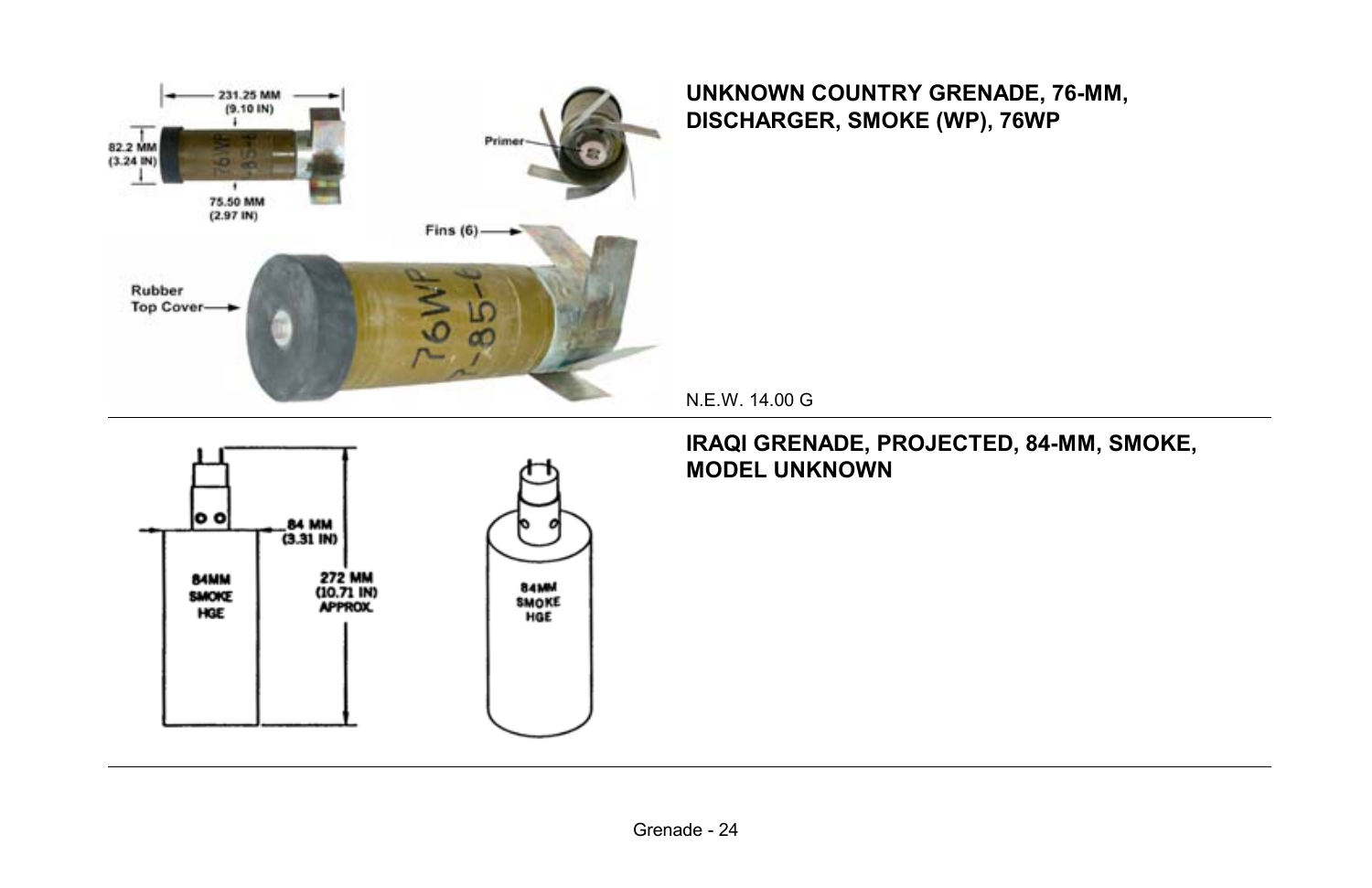## UNKNOWN COUNTRY GRENADE, 76-MM, DISCHARGER, SMOKE (WP), 76WP

N.E.W. 14.00 G

## IRAQI GRENADE, PROJECTED, 84-MM, SMOKE, MODEL UNKNOWN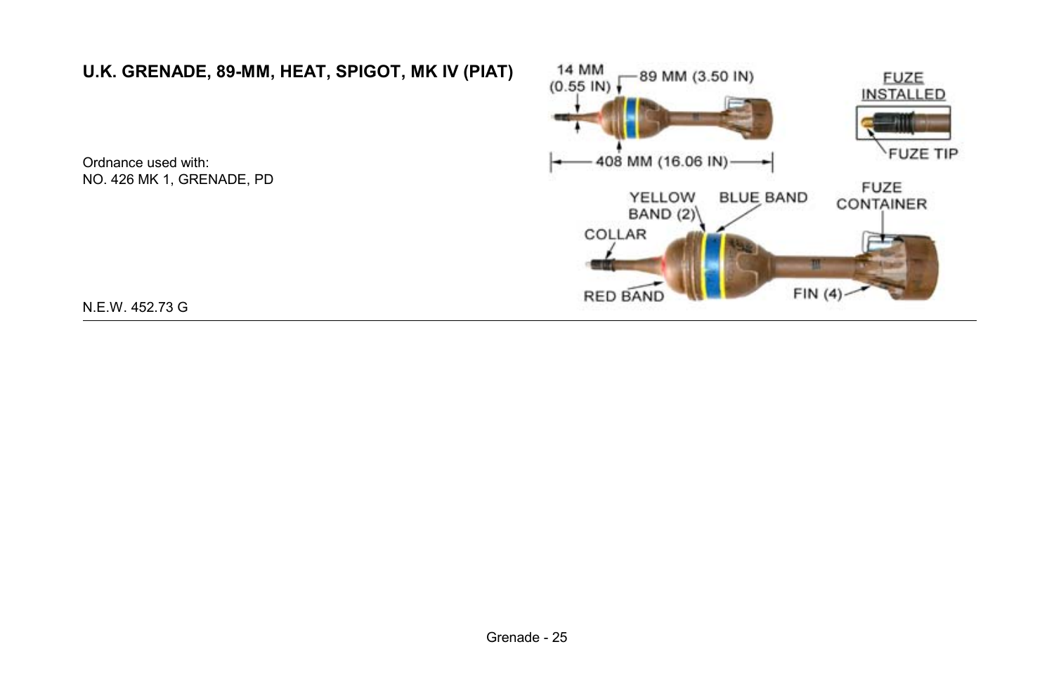## U.K. GRENADE, 89-MM, HEAT, SPIGOT, MK IV (PIAT)

Ordnance used with:
NO. 426 MK 1, GRENADE, PD

N.E.W. 452.73 G

14 MM
(0.55 IN)
89 MM (3.50 IN)
408 MM (16.06 IN)
FUZE INSTALLED
FUZE TIP
YELLOW BAND (2)
BLUE BAND
FUZE CONTAINER
COLLAR
RED BAND
FIN (4)